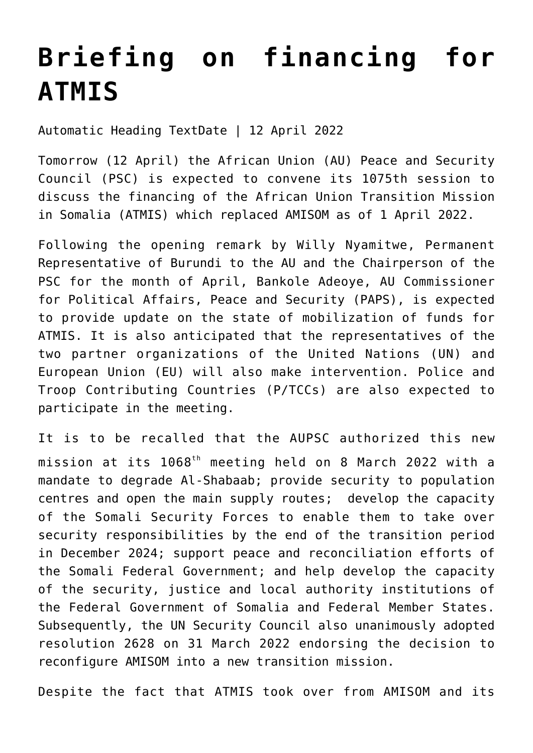# Briefing on financing for ATMIS

Automatic Heading TextDate | 12 April 2022

Tomorrow (12 April) the African Union (AU) Peace and Security Council (PSC) is expected to convene its 1075th session to discuss the financing of the African Union Transition Mission in Somalia (ATMIS) which replaced AMISOM as of 1 April 2022.

Following the opening remark by Willy Nyamitwe, Permanent Representative of Burundi to the AU and the Chairperson of the PSC for the month of April, Bankole Adeoye, AU Commissioner for Political Affairs, Peace and Security (PAPS), is expected to provide update on the state of mobilization of funds for ATMIS. It is also anticipated that the representatives of the two partner organizations of the United Nations (UN) and European Union (EU) will also make intervention. Police and Troop Contributing Countries (P/TCCs) are also expected to participate in the meeting.

It is to be recalled that the AUPSC authorized this new mission at its 1068th meeting held on 8 March 2022 with a mandate to degrade Al-Shabaab; provide security to population centres and open the main supply routes; develop the capacity of the Somali Security Forces to enable them to take over security responsibilities by the end of the transition period in December 2024; support peace and reconciliation efforts of the Somali Federal Government; and help develop the capacity of the security, justice and local authority institutions of the Federal Government of Somalia and Federal Member States. Subsequently, the UN Security Council also unanimously adopted resolution 2628 on 31 March 2022 endorsing the decision to reconfigure AMISOM into a new transition mission.

Despite the fact that ATMIS took over from AMISOM and its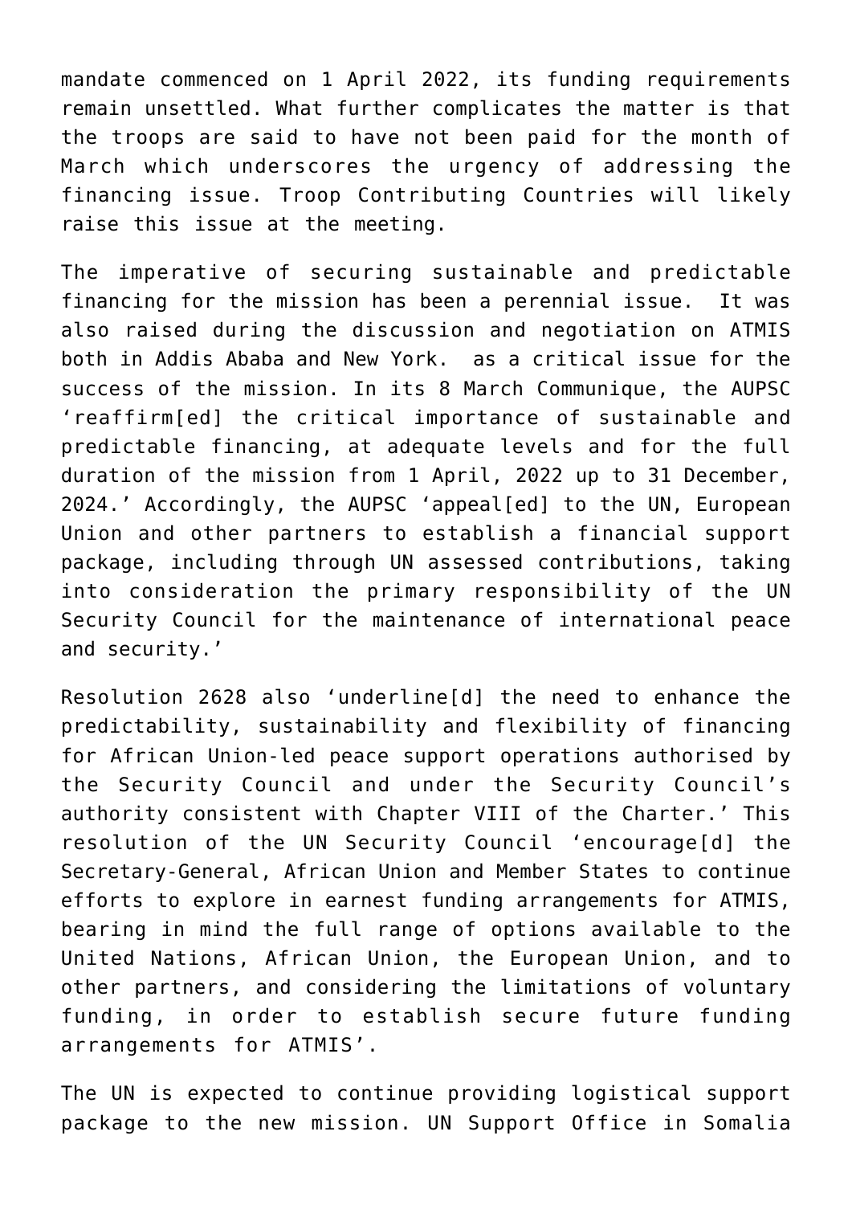mandate commenced on 1 April 2022, its funding requirements remain unsettled. What further complicates the matter is that the troops are said to have not been paid for the month of March which underscores the urgency of addressing the financing issue. Troop Contributing Countries will likely raise this issue at the meeting.

The imperative of securing sustainable and predictable financing for the mission has been a perennial issue. It was also raised during the discussion and negotiation on ATMIS both in Addis Ababa and New York. as a critical issue for the success of the mission. In its 8 March Communique, the AUPSC 'reaffirm[ed] the critical importance of sustainable and predictable financing, at adequate levels and for the full duration of the mission from 1 April, 2022 up to 31 December, 2024.' Accordingly, the AUPSC 'appeal[ed] to the UN, European Union and other partners to establish a financial support package, including through UN assessed contributions, taking into consideration the primary responsibility of the UN Security Council for the maintenance of international peace and security.'

Resolution 2628 also 'underline[d] the need to enhance the predictability, sustainability and flexibility of financing for African Union-led peace support operations authorised by the Security Council and under the Security Council's authority consistent with Chapter VIII of the Charter.' This resolution of the UN Security Council 'encourage[d] the Secretary-General, African Union and Member States to continue efforts to explore in earnest funding arrangements for ATMIS, bearing in mind the full range of options available to the United Nations, African Union, the European Union, and to other partners, and considering the limitations of voluntary funding, in order to establish secure future funding arrangements for ATMIS'.

The UN is expected to continue providing logistical support package to the new mission. UN Support Office in Somalia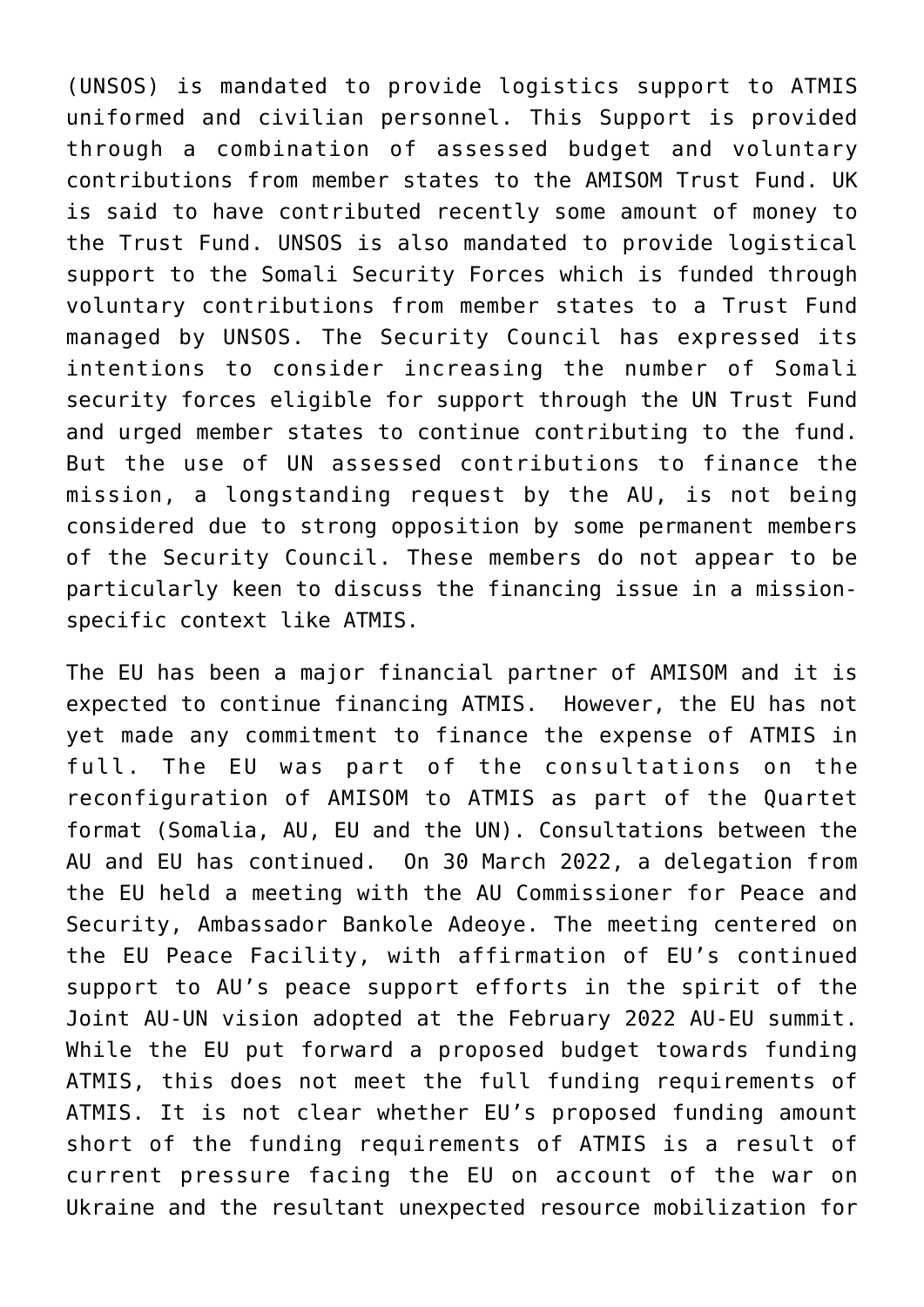(UNSOS) is mandated to provide logistics support to ATMIS uniformed and civilian personnel. This Support is provided through a combination of assessed budget and voluntary contributions from member states to the AMISOM Trust Fund. UK is said to have contributed recently some amount of money to the Trust Fund. UNSOS is also mandated to provide logistical support to the Somali Security Forces which is funded through voluntary contributions from member states to a Trust Fund managed by UNSOS. The Security Council has expressed its intentions to consider increasing the number of Somali security forces eligible for support through the UN Trust Fund and urged member states to continue contributing to the fund. But the use of UN assessed contributions to finance the mission, a longstanding request by the AU, is not being considered due to strong opposition by some permanent members of the Security Council. These members do not appear to be particularly keen to discuss the financing issue in a mission-specific context like ATMIS.

The EU has been a major financial partner of AMISOM and it is expected to continue financing ATMIS. However, the EU has not yet made any commitment to finance the expense of ATMIS in full. The EU was part of the consultations on the reconfiguration of AMISOM to ATMIS as part of the Quartet format (Somalia, AU, EU and the UN). Consultations between the AU and EU has continued. On 30 March 2022, a delegation from the EU held a meeting with the AU Commissioner for Peace and Security, Ambassador Bankole Adeoye. The meeting centered on the EU Peace Facility, with affirmation of EU's continued support to AU's peace support efforts in the spirit of the Joint AU-UN vision adopted at the February 2022 AU-EU summit. While the EU put forward a proposed budget towards funding ATMIS, this does not meet the full funding requirements of ATMIS. It is not clear whether EU's proposed funding amount short of the funding requirements of ATMIS is a result of current pressure facing the EU on account of the war on Ukraine and the resultant unexpected resource mobilization for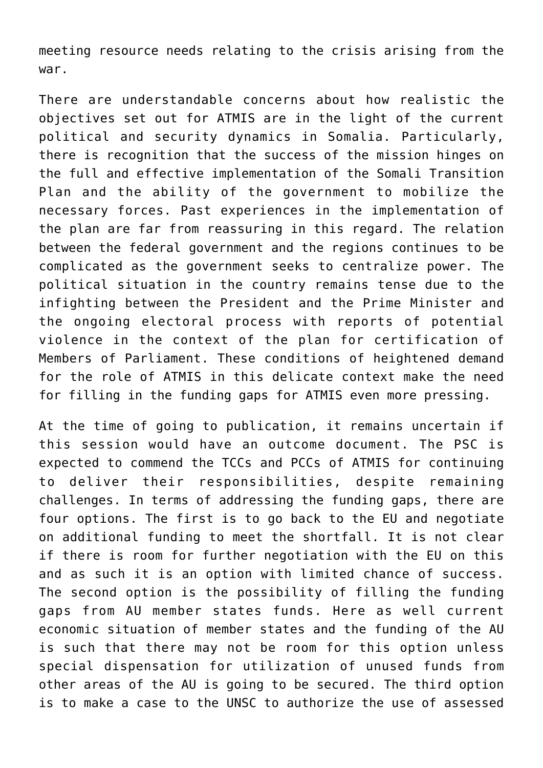meeting resource needs relating to the crisis arising from the war.

There are understandable concerns about how realistic the objectives set out for ATMIS are in the light of the current political and security dynamics in Somalia. Particularly, there is recognition that the success of the mission hinges on the full and effective implementation of the Somali Transition Plan and the ability of the government to mobilize the necessary forces. Past experiences in the implementation of the plan are far from reassuring in this regard. The relation between the federal government and the regions continues to be complicated as the government seeks to centralize power. The political situation in the country remains tense due to the infighting between the President and the Prime Minister and the ongoing electoral process with reports of potential violence in the context of the plan for certification of Members of Parliament. These conditions of heightened demand for the role of ATMIS in this delicate context make the need for filling in the funding gaps for ATMIS even more pressing.

At the time of going to publication, it remains uncertain if this session would have an outcome document. The PSC is expected to commend the TCCs and PCCs of ATMIS for continuing to deliver their responsibilities, despite remaining challenges. In terms of addressing the funding gaps, there are four options. The first is to go back to the EU and negotiate on additional funding to meet the shortfall. It is not clear if there is room for further negotiation with the EU on this and as such it is an option with limited chance of success. The second option is the possibility of filling the funding gaps from AU member states funds. Here as well current economic situation of member states and the funding of the AU is such that there may not be room for this option unless special dispensation for utilization of unused funds from other areas of the AU is going to be secured. The third option is to make a case to the UNSC to authorize the use of assessed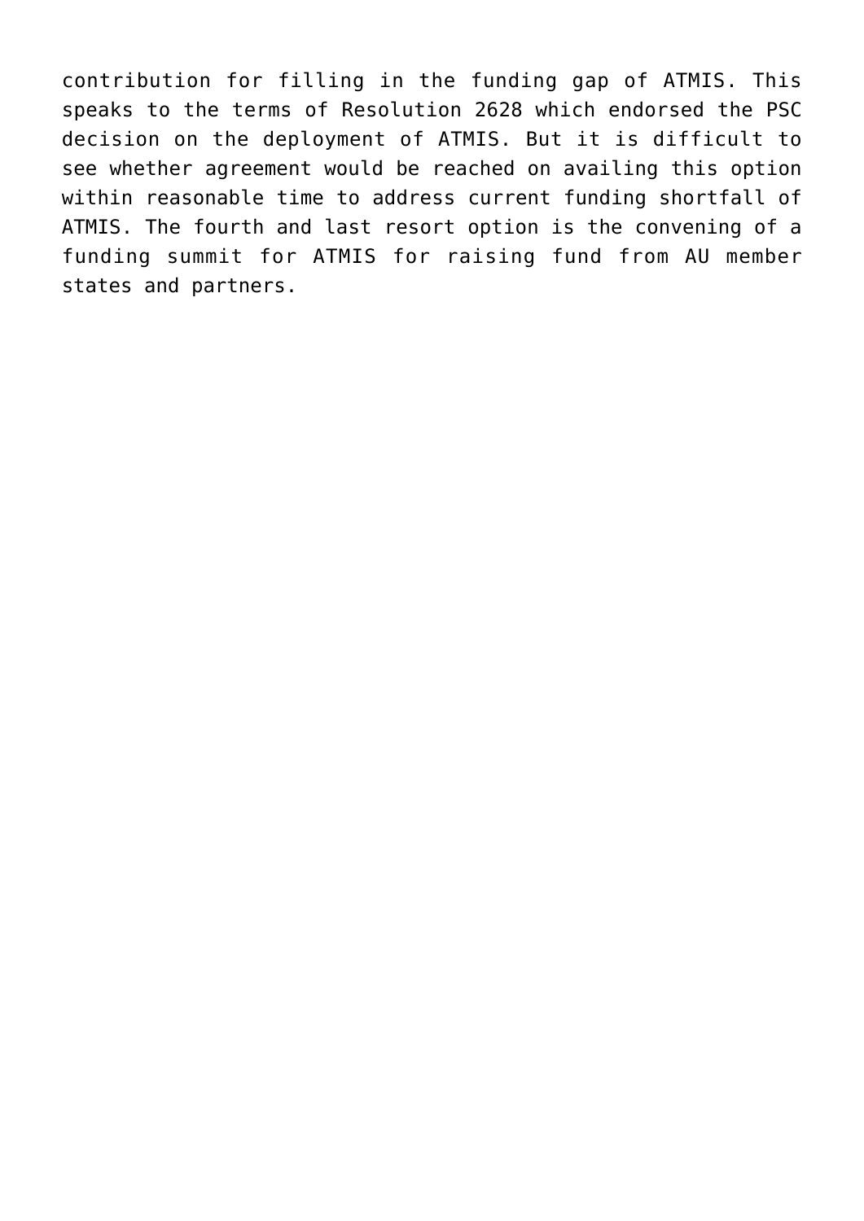contribution for filling in the funding gap of ATMIS. This speaks to the terms of Resolution 2628 which endorsed the PSC decision on the deployment of ATMIS. But it is difficult to see whether agreement would be reached on availing this option within reasonable time to address current funding shortfall of ATMIS. The fourth and last resort option is the convening of a funding summit for ATMIS for raising fund from AU member states and partners.